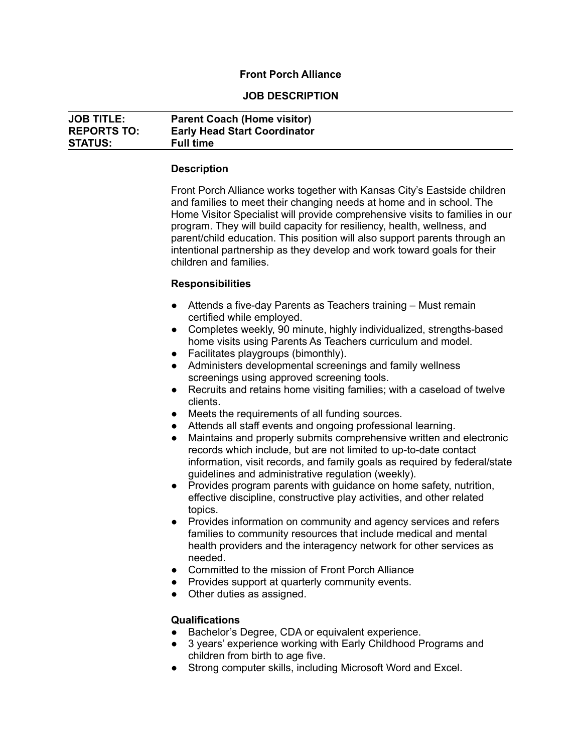**Front Porch Alliance**

**JOB DESCRIPTION**

| | |
|---|---|
| **JOB TITLE:** | **Parent Coach (Home visitor)** |
| **REPORTS TO:** | **Early Head Start Coordinator** |
| **STATUS:** | **Full time** |

### Description

Front Porch Alliance works together with Kansas City's Eastside children and families to meet their changing needs at home and in school. The Home Visitor Specialist will provide comprehensive visits to families in our program. They will build capacity for resiliency, health, wellness, and parent/child education. This position will also support parents through an intentional partnership as they develop and work toward goals for their children and families.

### Responsibilities

- Attends a five-day Parents as Teachers training – Must remain certified while employed.
- Completes weekly, 90 minute, highly individualized, strengths-based home visits using Parents As Teachers curriculum and model.
- Facilitates playgroups (bimonthly).
- Administers developmental screenings and family wellness screenings using approved screening tools.
- Recruits and retains home visiting families; with a caseload of twelve clients.
- Meets the requirements of all funding sources.
- Attends all staff events and ongoing professional learning.
- Maintains and properly submits comprehensive written and electronic records which include, but are not limited to up-to-date contact information, visit records, and family goals as required by federal/state guidelines and administrative regulation (weekly).
- Provides program parents with guidance on home safety, nutrition, effective discipline, constructive play activities, and other related topics.
- Provides information on community and agency services and refers families to community resources that include medical and mental health providers and the interagency network for other services as needed.
- Committed to the mission of Front Porch Alliance
- Provides support at quarterly community events.
- Other duties as assigned.

### Qualifications

- Bachelor's Degree, CDA or equivalent experience.
- 3 years' experience working with Early Childhood Programs and children from birth to age five.
- Strong computer skills, including Microsoft Word and Excel.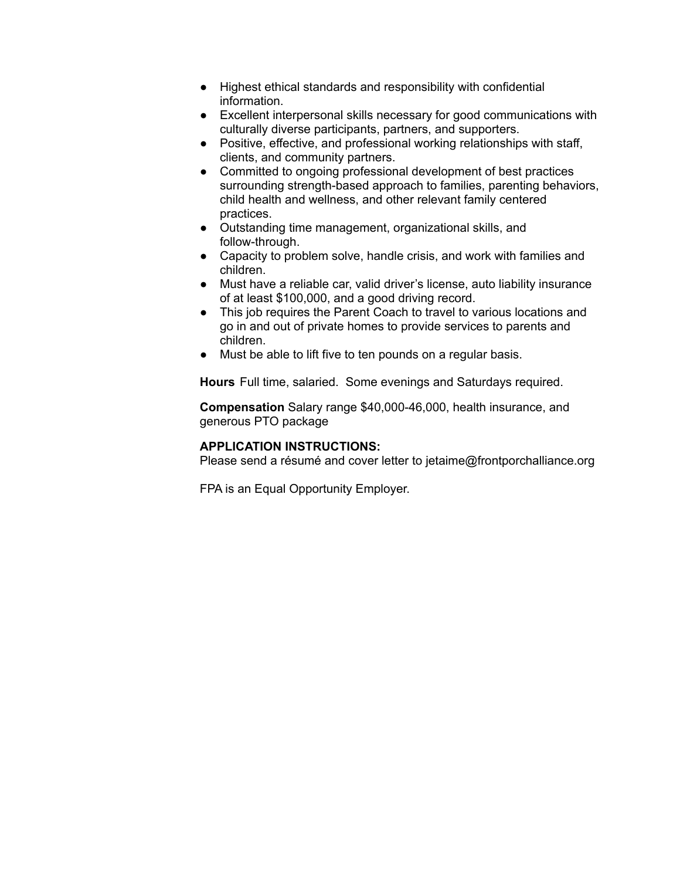- Highest ethical standards and responsibility with confidential information.
- Excellent interpersonal skills necessary for good communications with culturally diverse participants, partners, and supporters.
- Positive, effective, and professional working relationships with staff, clients, and community partners.
- Committed to ongoing professional development of best practices surrounding strength-based approach to families, parenting behaviors, child health and wellness, and other relevant family centered practices.
- Outstanding time management, organizational skills, and follow-through.
- Capacity to problem solve, handle crisis, and work with families and children.
- Must have a reliable car, valid driver's license, auto liability insurance of at least $100,000, and a good driving record.
- This job requires the Parent Coach to travel to various locations and go in and out of private homes to provide services to parents and children.
- Must be able to lift five to ten pounds on a regular basis.

**Hours** Full time, salaried. Some evenings and Saturdays required.

**Compensation** Salary range $40,000-46,000, health insurance, and generous PTO package

**APPLICATION INSTRUCTIONS:**
Please send a résumé and cover letter to jetaime@frontporchalliance.org

FPA is an Equal Opportunity Employer.